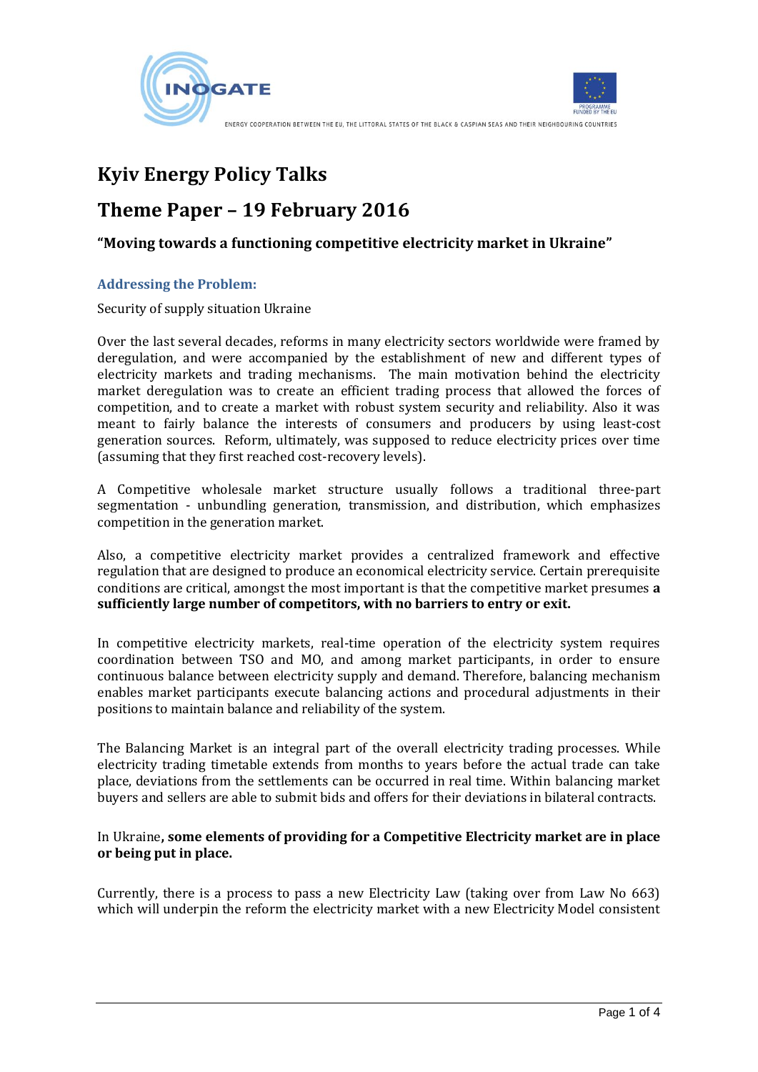# Kyiv Energy Policy Talks

# Theme Paper – 19 February 2016

### "Moving towards a functioning competitive electricity market in Ukraine"

#### Addressing the Problem:

Security of supply situation Ukraine

Over the last several decades, reforms in many electricity sectors worldwide were framed by deregulation, and were accompanied by the establishment of new and different types of electricity markets and trading mechanisms. The main motivation behind the electricity market deregulation was to create an efficient trading process that allowed the forces of competition, and to create a market with robust system security and reliability. Also it was meant to fairly balance the interests of consumers and producers by using least-cost generation sources. Reform, ultimately, was supposed to reduce electricity prices over time (assuming that they first reached cost-recovery levels).

A Competitive wholesale market structure usually follows a traditional three-part segmentation - unbundling generation, transmission, and distribution, which emphasizes competition in the generation market.

Also, a competitive electricity market provides a centralized framework and effective regulation that are designed to produce an economical electricity service. Certain prerequisite conditions are critical, amongst the most important is that the competitive market presumes **a sufficiently large number of competitors, with no barriers to entry or exit.**

In competitive electricity markets, real-time operation of the electricity system requires coordination between TSO and MO, and among market participants, in order to ensure continuous balance between electricity supply and demand. Therefore, balancing mechanism enables market participants execute balancing actions and procedural adjustments in their positions to maintain balance and reliability of the system.

The Balancing Market is an integral part of the overall electricity trading processes. While electricity trading timetable extends from months to years before the actual trade can take place, deviations from the settlements can be occurred in real time. Within balancing market buyers and sellers are able to submit bids and offers for their deviations in bilateral contracts.

In Ukraine**, some elements of providing for a Competitive Electricity market are in place or being put in place.**

Currently, there is a process to pass a new Electricity Law (taking over from Law No 663) which will underpin the reform the electricity market with a new Electricity Model consistent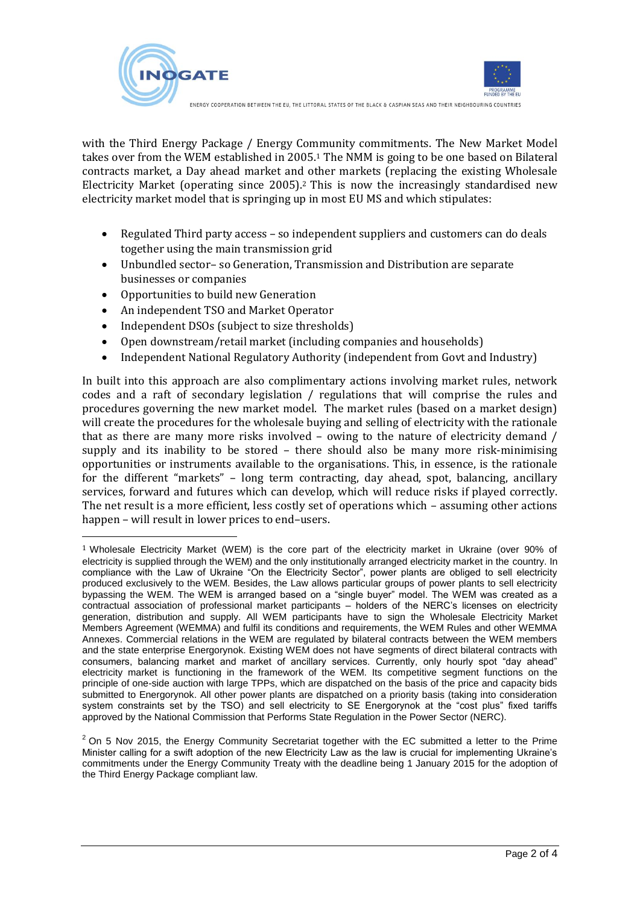with the Third Energy Package / Energy Community commitments. The New Market Model takes over from the WEM established in 2005.[1] The NMM is going to be one based on Bilateral contracts market, a Day ahead market and other markets (replacing the existing Wholesale Electricity Market (operating since 2005).[2] This is now the increasingly standardised new electricity market model that is springing up in most EU MS and which stipulates:

- Regulated Third party access – so independent suppliers and customers can do deals together using the main transmission grid
- Unbundled sector– so Generation, Transmission and Distribution are separate businesses or companies
- Opportunities to build new Generation
- An independent TSO and Market Operator
- Independent DSOs (subject to size thresholds)
- Open downstream/retail market (including companies and households)
- Independent National Regulatory Authority (independent from Govt and Industry)

In built into this approach are also complimentary actions involving market rules, network codes and a raft of secondary legislation / regulations that will comprise the rules and procedures governing the new market model. The market rules (based on a market design) will create the procedures for the wholesale buying and selling of electricity with the rationale that as there are many more risks involved – owing to the nature of electricity demand / supply and its inability to be stored – there should also be many more risk-minimising opportunities or instruments available to the organisations. This, in essence, is the rationale for the different "markets" – long term contracting, day ahead, spot, balancing, ancillary services, forward and futures which can develop, which will reduce risks if played correctly. The net result is a more efficient, less costly set of operations which – assuming other actions happen – will result in lower prices to end–users.

---

[1] Wholesale Electricity Market (WEM) is the core part of the electricity market in Ukraine (over 90% of electricity is supplied through the WEM) and the only institutionally arranged electricity market in the country. In compliance with the Law of Ukraine "On the Electricity Sector", power plants are obliged to sell electricity produced exclusively to the WEM. Besides, the Law allows particular groups of power plants to sell electricity bypassing the WEM. The WEM is arranged based on a "single buyer" model. The WEM was created as a contractual association of professional market participants – holders of the NERC's licenses on electricity generation, distribution and supply. All WEM participants have to sign the Wholesale Electricity Market Members Agreement (WEMMA) and fulfil its conditions and requirements, the WEM Rules and other WEMMA Annexes. Commercial relations in the WEM are regulated by bilateral contracts between the WEM members and the state enterprise Energorynok. Existing WEM does not have segments of direct bilateral contracts with consumers, balancing market and market of ancillary services. Currently, only hourly spot "day ahead" electricity market is functioning in the framework of the WEM. Its competitive segment functions on the principle of one-side auction with large TPPs, which are dispatched on the basis of the price and capacity bids submitted to Energorynok. All other power plants are dispatched on a priority basis (taking into consideration system constraints set by the TSO) and sell electricity to SE Energorynok at the "cost plus" fixed tariffs approved by the National Commission that Performs State Regulation in the Power Sector (NERC).

[2] On 5 Nov 2015, the Energy Community Secretariat together with the EC submitted a letter to the Prime Minister calling for a swift adoption of the new Electricity Law as the law is crucial for implementing Ukraine's commitments under the Energy Community Treaty with the deadline being 1 January 2015 for the adoption of the Third Energy Package compliant law.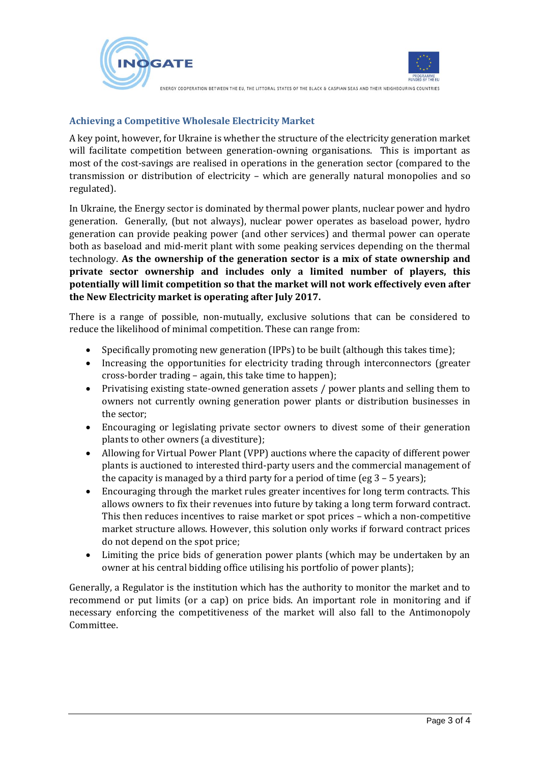### Achieving a Competitive Wholesale Electricity Market

A key point, however, for Ukraine is whether the structure of the electricity generation market will facilitate competition between generation-owning organisations. This is important as most of the cost-savings are realised in operations in the generation sector (compared to the transmission or distribution of electricity – which are generally natural monopolies and so regulated).

In Ukraine, the Energy sector is dominated by thermal power plants, nuclear power and hydro generation. Generally, (but not always), nuclear power operates as baseload power, hydro generation can provide peaking power (and other services) and thermal power can operate both as baseload and mid-merit plant with some peaking services depending on the thermal technology. **As the ownership of the generation sector is a mix of state ownership and private sector ownership and includes only a limited number of players, this potentially will limit competition so that the market will not work effectively even after the New Electricity market is operating after July 2017.**

There is a range of possible, non-mutually, exclusive solutions that can be considered to reduce the likelihood of minimal competition. These can range from:

- Specifically promoting new generation (IPPs) to be built (although this takes time);
- Increasing the opportunities for electricity trading through interconnectors (greater cross-border trading – again, this take time to happen);
- Privatising existing state-owned generation assets / power plants and selling them to owners not currently owning generation power plants or distribution businesses in the sector;
- Encouraging or legislating private sector owners to divest some of their generation plants to other owners (a divestiture);
- Allowing for Virtual Power Plant (VPP) auctions where the capacity of different power plants is auctioned to interested third-party users and the commercial management of the capacity is managed by a third party for a period of time (eg 3 – 5 years);
- Encouraging through the market rules greater incentives for long term contracts. This allows owners to fix their revenues into future by taking a long term forward contract. This then reduces incentives to raise market or spot prices – which a non-competitive market structure allows. However, this solution only works if forward contract prices do not depend on the spot price;
- Limiting the price bids of generation power plants (which may be undertaken by an owner at his central bidding office utilising his portfolio of power plants);

Generally, a Regulator is the institution which has the authority to monitor the market and to recommend or put limits (or a cap) on price bids. An important role in monitoring and if necessary enforcing the competitiveness of the market will also fall to the Antimonopoly Committee.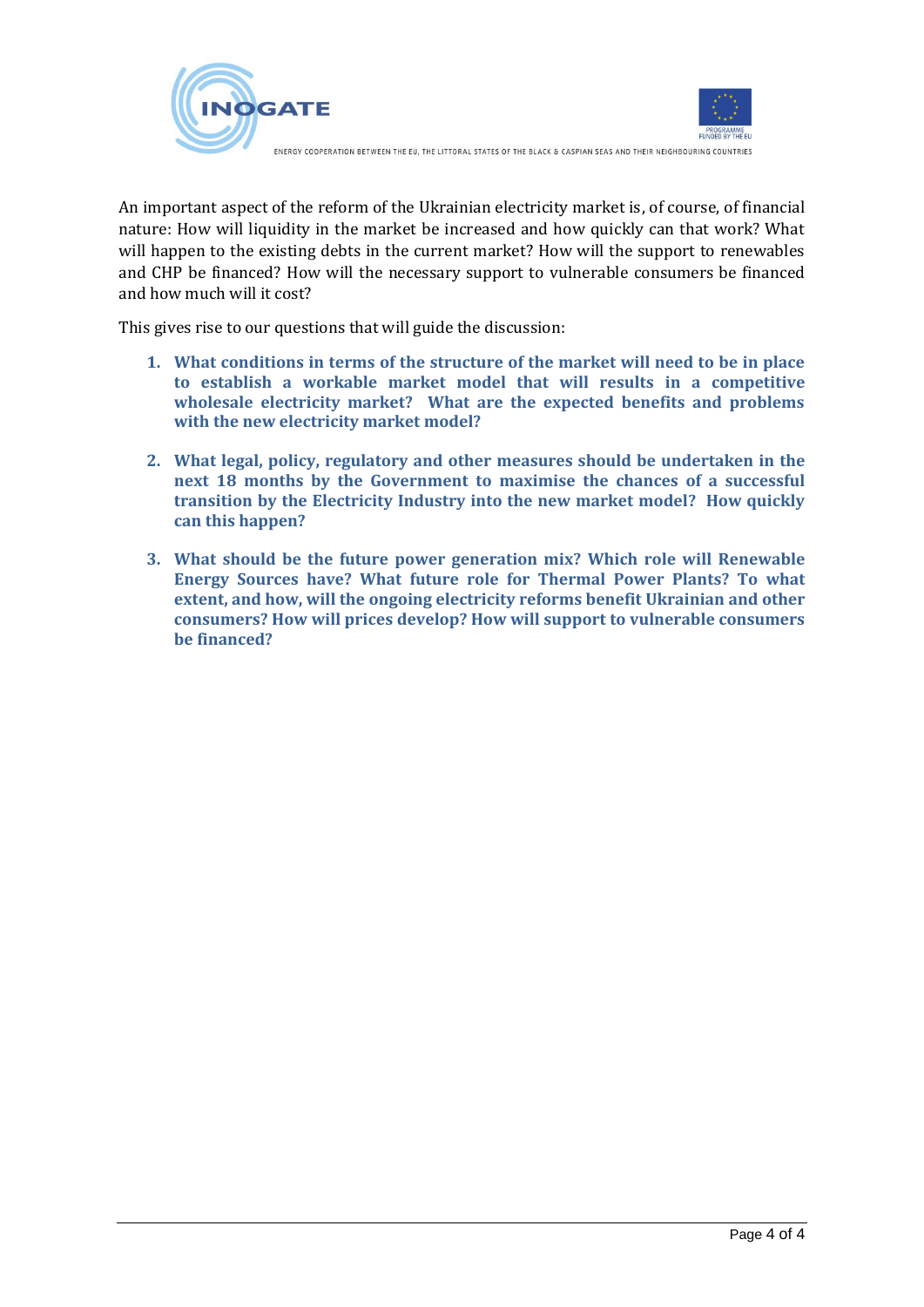An important aspect of the reform of the Ukrainian electricity market is, of course, of financial nature: How will liquidity in the market be increased and how quickly can that work? What will happen to the existing debts in the current market? How will the support to renewables and CHP be financed? How will the necessary support to vulnerable consumers be financed and how much will it cost?

This gives rise to our questions that will guide the discussion:

1. **What conditions in terms of the structure of the market will need to be in place to establish a workable market model that will results in a competitive wholesale electricity market? What are the expected benefits and problems with the new electricity market model?**

2. **What legal, policy, regulatory and other measures should be undertaken in the next 18 months by the Government to maximise the chances of a successful transition by the Electricity Industry into the new market model? How quickly can this happen?**

3. **What should be the future power generation mix? Which role will Renewable Energy Sources have? What future role for Thermal Power Plants? To what extent, and how, will the ongoing electricity reforms benefit Ukrainian and other consumers? How will prices develop? How will support to vulnerable consumers be financed?**